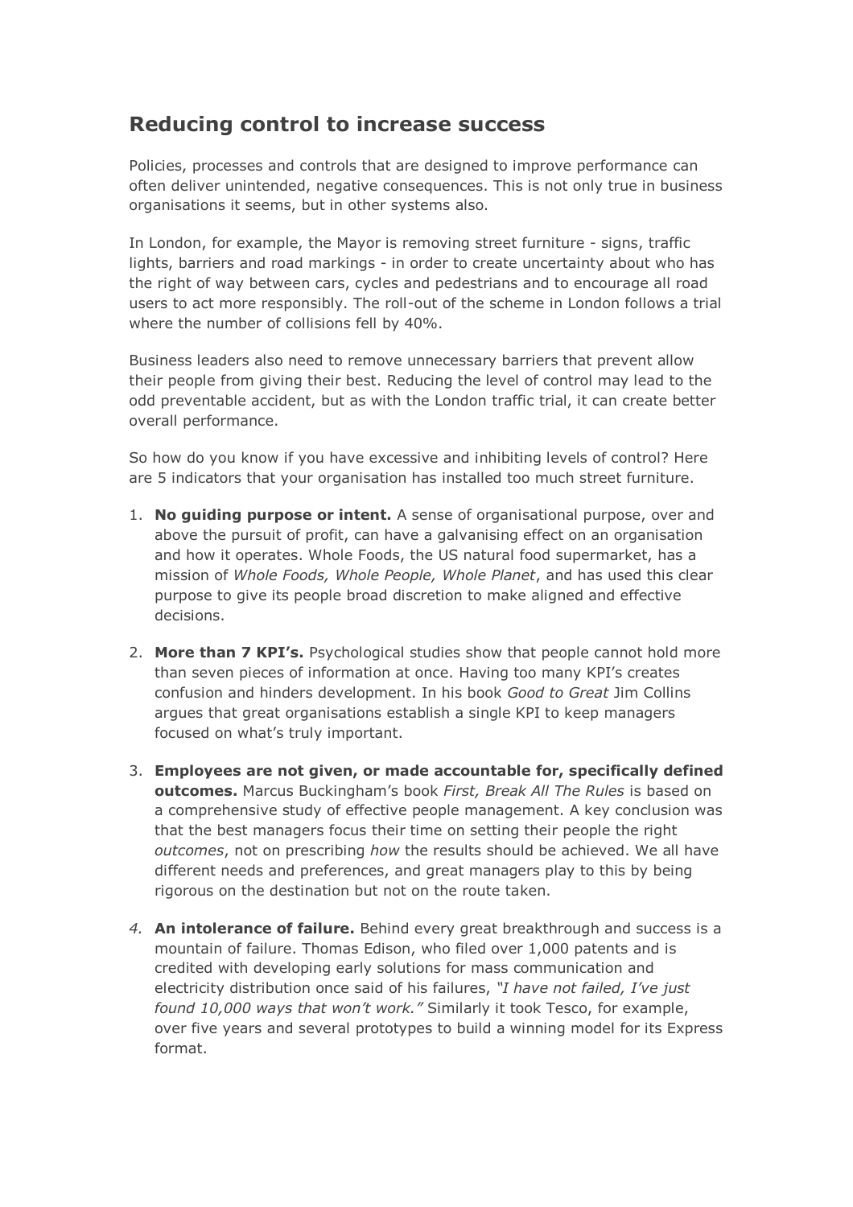## Reducing control to increase success

Policies, processes and controls that are designed to improve performance can often deliver unintended, negative consequences. This is not only true in business organisations it seems, but in other systems also.

In London, for example, the Mayor is removing street furniture - signs, traffic lights, barriers and road markings - in order to create uncertainty about who has the right of way between cars, cycles and pedestrians and to encourage all road users to act more responsibly. The roll-out of the scheme in London follows a trial where the number of collisions fell by 40%.

Business leaders also need to remove unnecessary barriers that prevent allow their people from giving their best. Reducing the level of control may lead to the odd preventable accident, but as with the London traffic trial, it can create better overall performance.

So how do you know if you have excessive and inhibiting levels of control? Here are 5 indicators that your organisation has installed too much street furniture.

1. **No guiding purpose or intent.** A sense of organisational purpose, over and above the pursuit of profit, can have a galvanising effect on an organisation and how it operates. Whole Foods, the US natural food supermarket, has a mission of *Whole Foods, Whole People, Whole Planet*, and has used this clear purpose to give its people broad discretion to make aligned and effective decisions.

2. **More than 7 KPI's.** Psychological studies show that people cannot hold more than seven pieces of information at once. Having too many KPI's creates confusion and hinders development. In his book *Good to Great* Jim Collins argues that great organisations establish a single KPI to keep managers focused on what's truly important.

3. **Employees are not given, or made accountable for, specifically defined outcomes.** Marcus Buckingham's book *First, Break All The Rules* is based on a comprehensive study of effective people management. A key conclusion was that the best managers focus their time on setting their people the right *outcomes*, not on prescribing *how* the results should be achieved. We all have different needs and preferences, and great managers play to this by being rigorous on the destination but not on the route taken.

4. **An intolerance of failure.** Behind every great breakthrough and success is a mountain of failure. Thomas Edison, who filed over 1,000 patents and is credited with developing early solutions for mass communication and electricity distribution once said of his failures, *"I have not failed, I've just found 10,000 ways that won't work."* Similarly it took Tesco, for example, over five years and several prototypes to build a winning model for its Express format.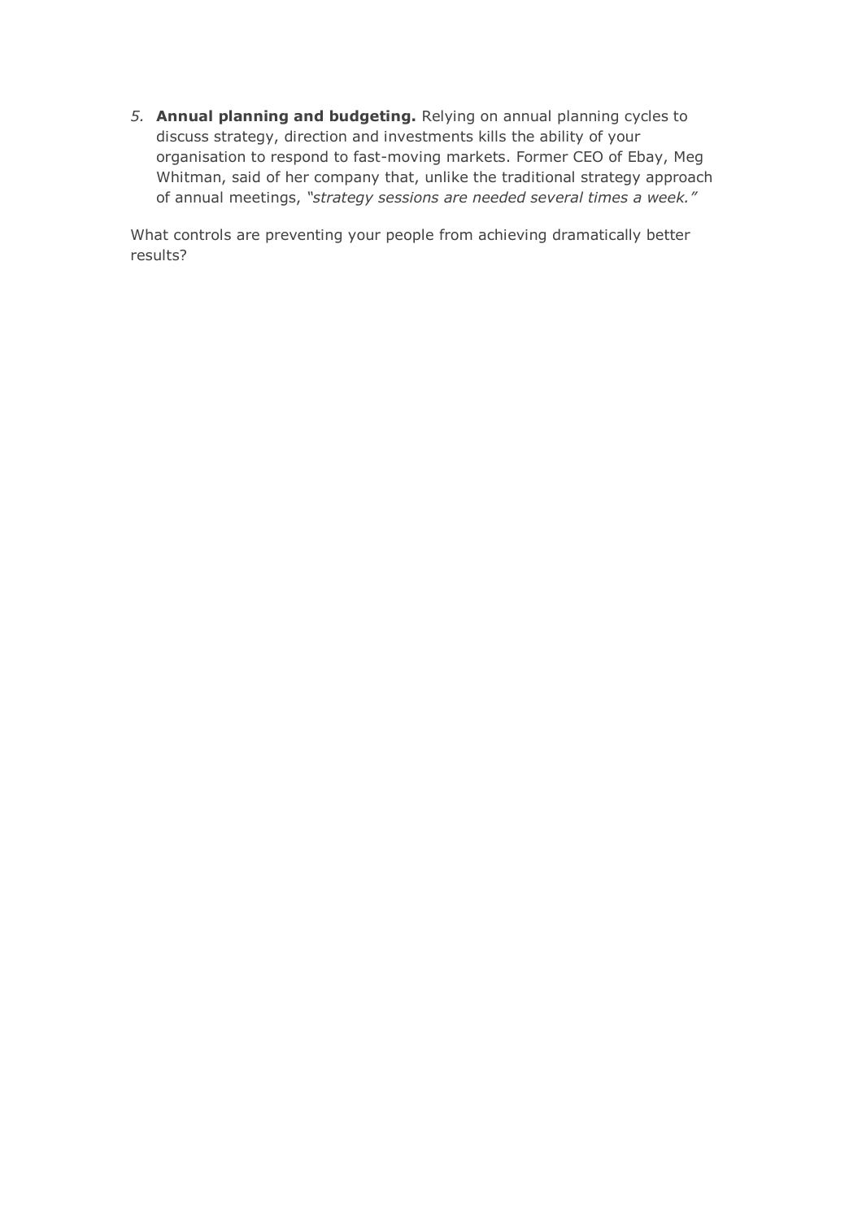5. **Annual planning and budgeting.** Relying on annual planning cycles to discuss strategy, direction and investments kills the ability of your organisation to respond to fast-moving markets. Former CEO of Ebay, Meg Whitman, said of her company that, unlike the traditional strategy approach of annual meetings, *"strategy sessions are needed several times a week."*

What controls are preventing your people from achieving dramatically better results?